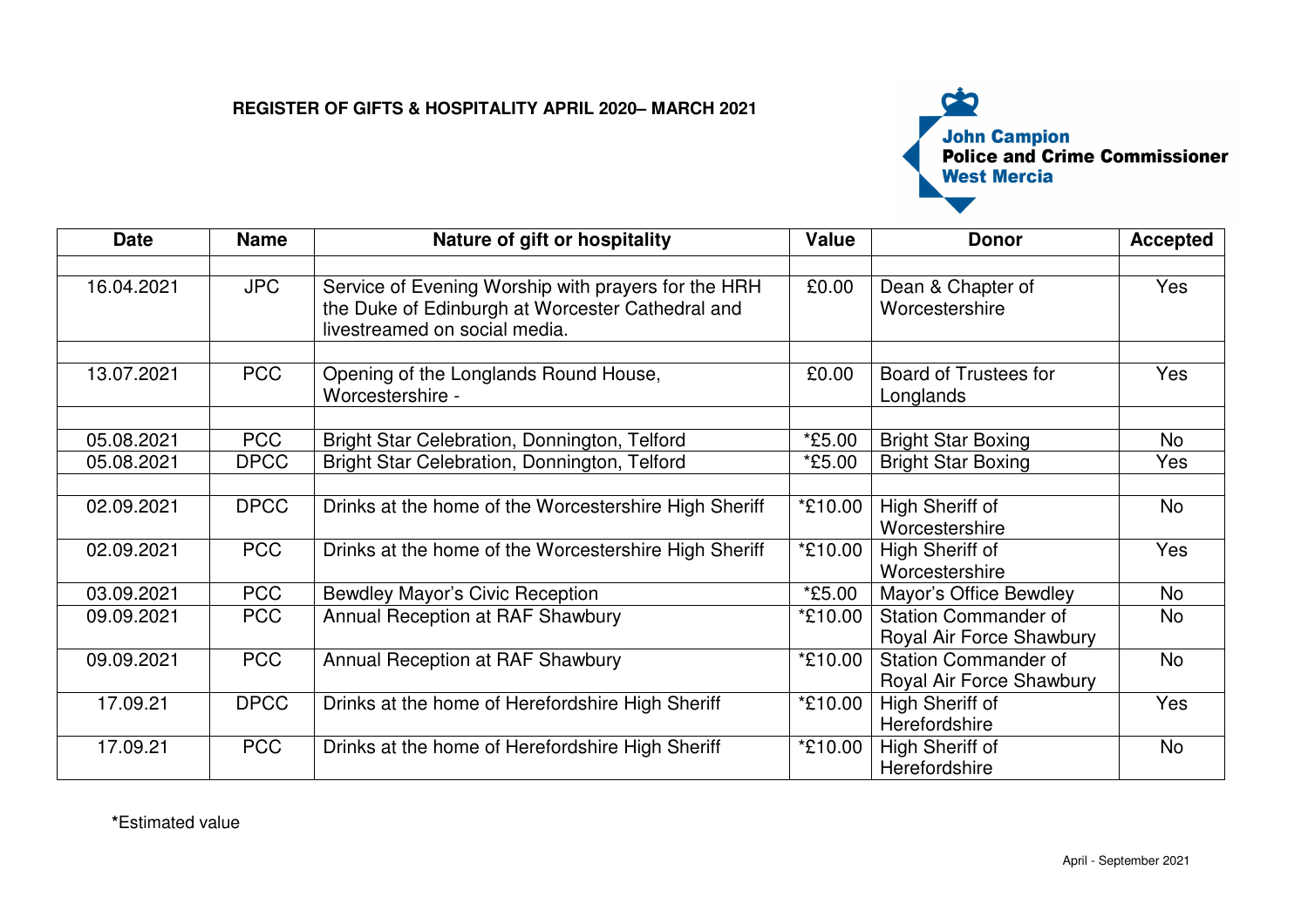**REGISTER OF GIFTS & HOSPITALITY APRIL 2020– MARCH 2021**

John Campion
Police and Crime Commissioner
West Mercia

| Date | Name | Nature of gift or hospitality | Value | Donor | Accepted |
|---|---|---|---|---|---|
| | | | | | |
| 16.04.2021 | JPC | Service of Evening Worship with prayers for the HRH the Duke of Edinburgh at Worcester Cathedral and livestreamed on social media. | £0.00 | Dean & Chapter of Worcestershire | Yes |
| | | | | | |
| 13.07.2021 | PCC | Opening of the Longlands Round House, Worcestershire - | £0.00 | Board of Trustees for Longlands | Yes |
| | | | | | |
| 05.08.2021 | PCC | Bright Star Celebration, Donnington, Telford | *£5.00 | Bright Star Boxing | No |
| 05.08.2021 | DPCC | Bright Star Celebration, Donnington, Telford | *£5.00 | Bright Star Boxing | Yes |
| | | | | | |
| 02.09.2021 | DPCC | Drinks at the home of the Worcestershire High Sheriff | *£10.00 | High Sheriff of Worcestershire | No |
| 02.09.2021 | PCC | Drinks at the home of the Worcestershire High Sheriff | *£10.00 | High Sheriff of Worcestershire | Yes |
| 03.09.2021 | PCC | Bewdley Mayor's Civic Reception | *£5.00 | Mayor's Office Bewdley | No |
| 09.09.2021 | PCC | Annual Reception at RAF Shawbury | *£10.00 | Station Commander of Royal Air Force Shawbury | No |
| 09.09.2021 | PCC | Annual Reception at RAF Shawbury | *£10.00 | Station Commander of Royal Air Force Shawbury | No |
| 17.09.21 | DPCC | Drinks at the home of Herefordshire High Sheriff | *£10.00 | High Sheriff of Herefordshire | Yes |
| 17.09.21 | PCC | Drinks at the home of Herefordshire High Sheriff | *£10.00 | High Sheriff of Herefordshire | No |

**\***Estimated value

April - September 2021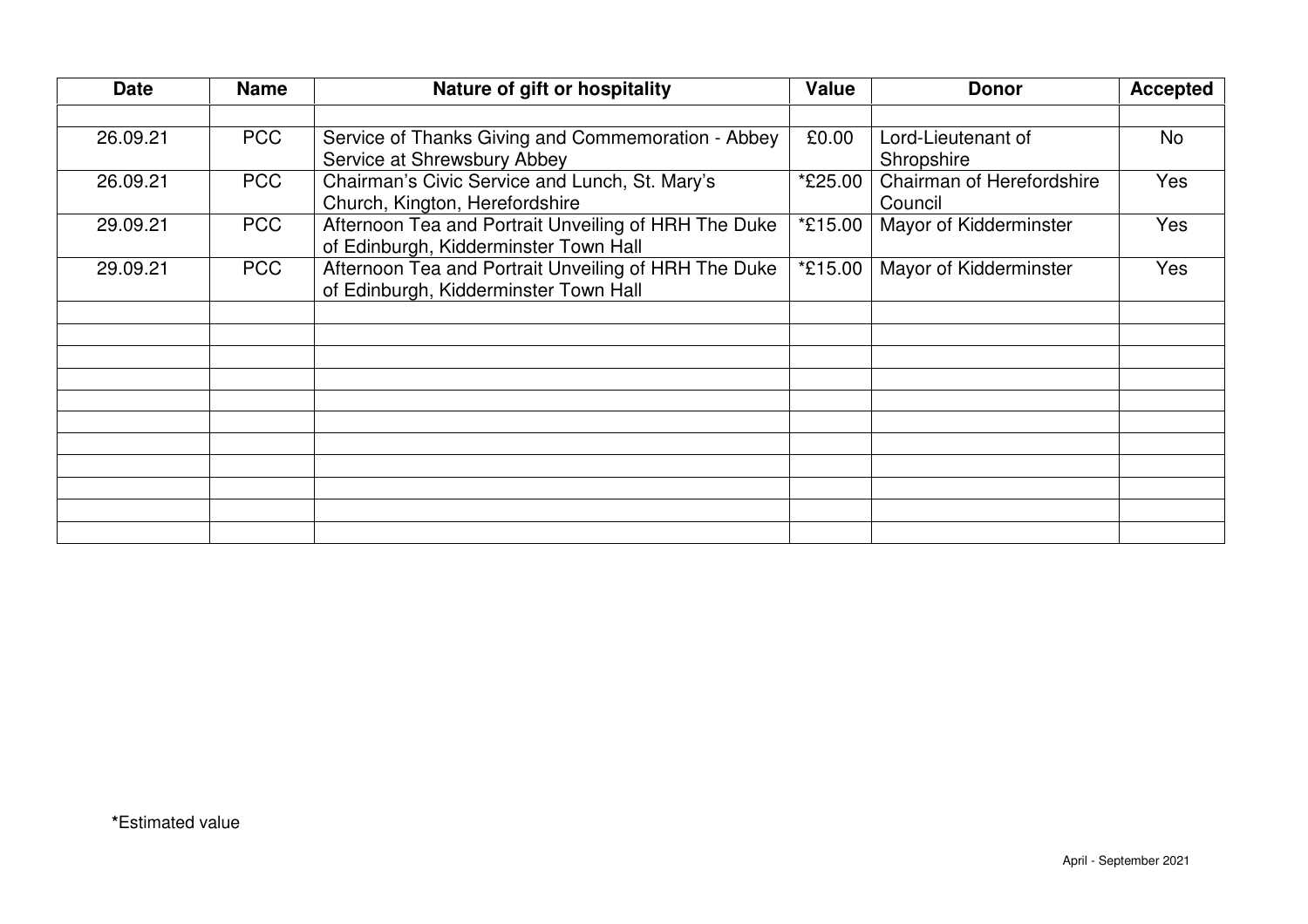| Date | Name | Nature of gift or hospitality | Value | Donor | Accepted |
|---|---|---|---|---|---|
| | | | | | |
| 26.09.21 | PCC | Service of Thanks Giving and Commemoration - Abbey Service at Shrewsbury Abbey | £0.00 | Lord-Lieutenant of Shropshire | No |
| 26.09.21 | PCC | Chairman's Civic Service and Lunch, St. Mary's Church, Kington, Herefordshire | *£25.00 | Chairman of Herefordshire Council | Yes |
| 29.09.21 | PCC | Afternoon Tea and Portrait Unveiling of HRH The Duke of Edinburgh, Kidderminster Town Hall | *£15.00 | Mayor of Kidderminster | Yes |
| 29.09.21 | PCC | Afternoon Tea and Portrait Unveiling of HRH The Duke of Edinburgh, Kidderminster Town Hall | *£15.00 | Mayor of Kidderminster | Yes |
| | | | | | |
| | | | | | |
| | | | | | |
| | | | | | |
| | | | | | |
| | | | | | |
| | | | | | |
| | | | | | |
| | | | | | |
| | | | | | |
| | | | | | |

***Estimated value**

April - September 2021